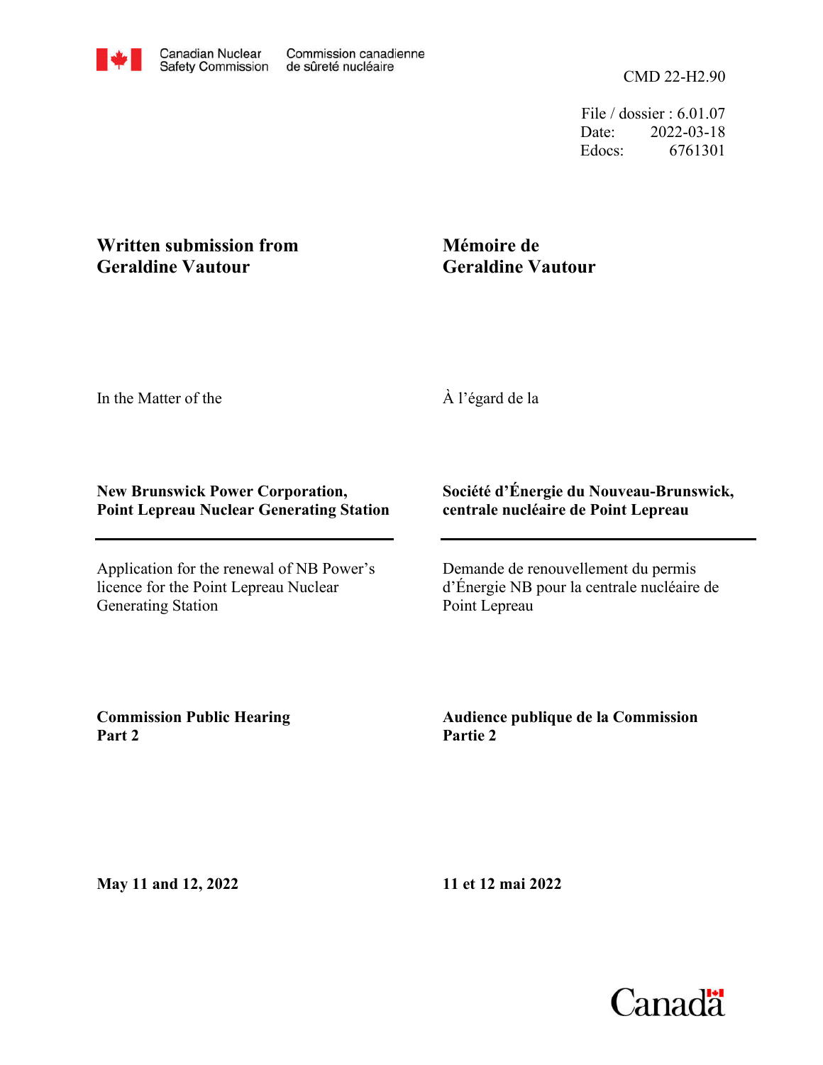Canadian Nuclear Safety Commission — Commission canadienne de sûreté nucléaire

CMD 22-H2.90

File / dossier : 6.01.07
Date: 2022-03-18
Edocs: 6761301

**Written submission from Geraldine Vautour**

**Mémoire de Geraldine Vautour**

In the Matter of the

À l'égard de la

**New Brunswick Power Corporation, Point Lepreau Nuclear Generating Station**

**Société d'Énergie du Nouveau-Brunswick, centrale nucléaire de Point Lepreau**

Application for the renewal of NB Power's licence for the Point Lepreau Nuclear Generating Station

Demande de renouvellement du permis d'Énergie NB pour la centrale nucléaire de Point Lepreau

**Commission Public Hearing Part 2**

**Audience publique de la Commission Partie 2**

**May 11 and 12, 2022**

**11 et 12 mai 2022**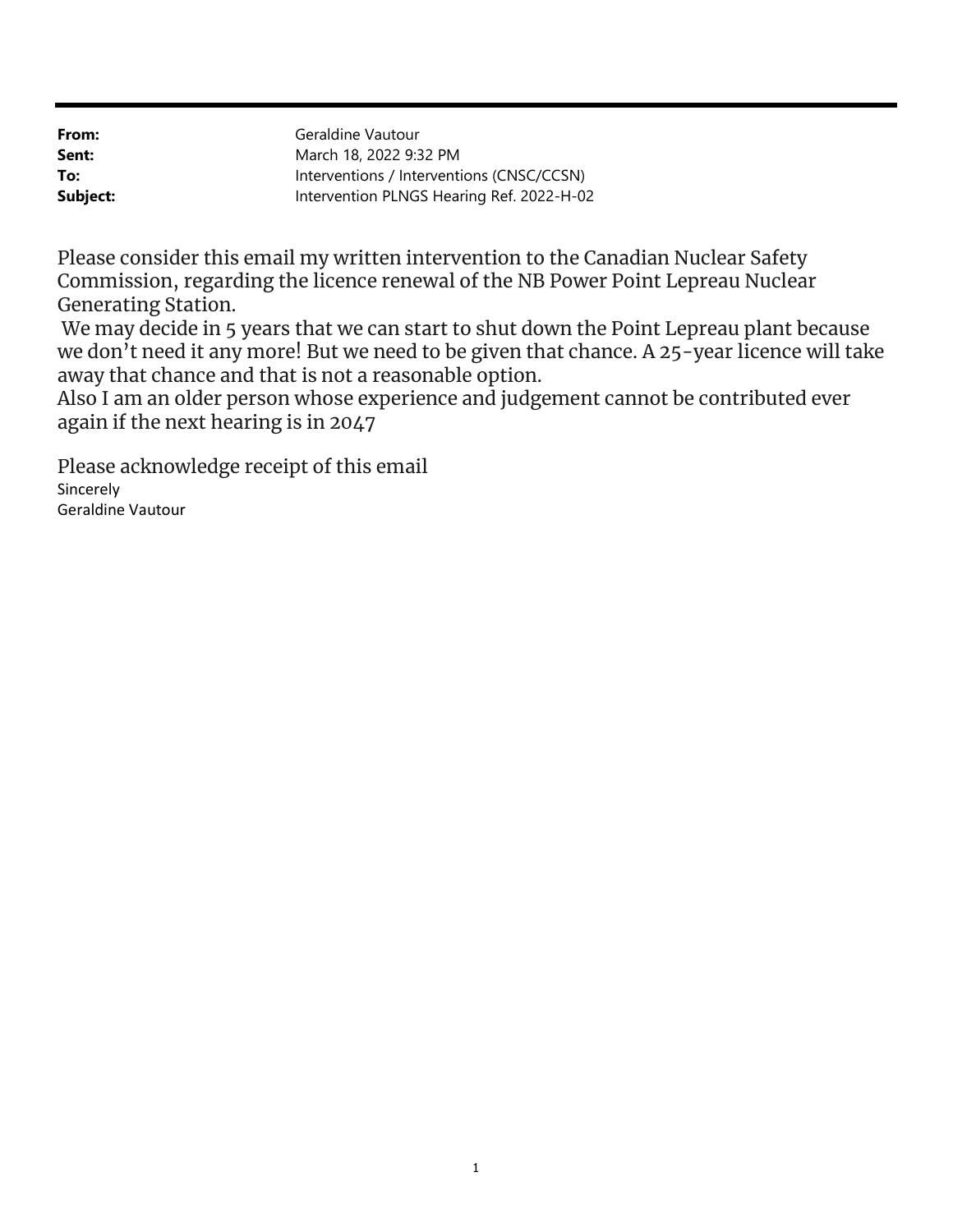**From:** Geraldine Vautour
**Sent:** March 18, 2022 9:32 PM
**To:** Interventions / Interventions (CNSC/CCSN)
**Subject:** Intervention PLNGS Hearing Ref. 2022-H-02

Please consider this email my written intervention to the Canadian Nuclear Safety Commission, regarding the licence renewal of the NB Power Point Lepreau Nuclear Generating Station.

We may decide in 5 years that we can start to shut down the Point Lepreau plant because we don't need it any more! But we need to be given that chance. A 25-year licence will take away that chance and that is not a reasonable option.

Also I am an older person whose experience and judgement cannot be contributed ever again if the next hearing is in 2047

Please acknowledge receipt of this email

Sincerely
Geraldine Vautour